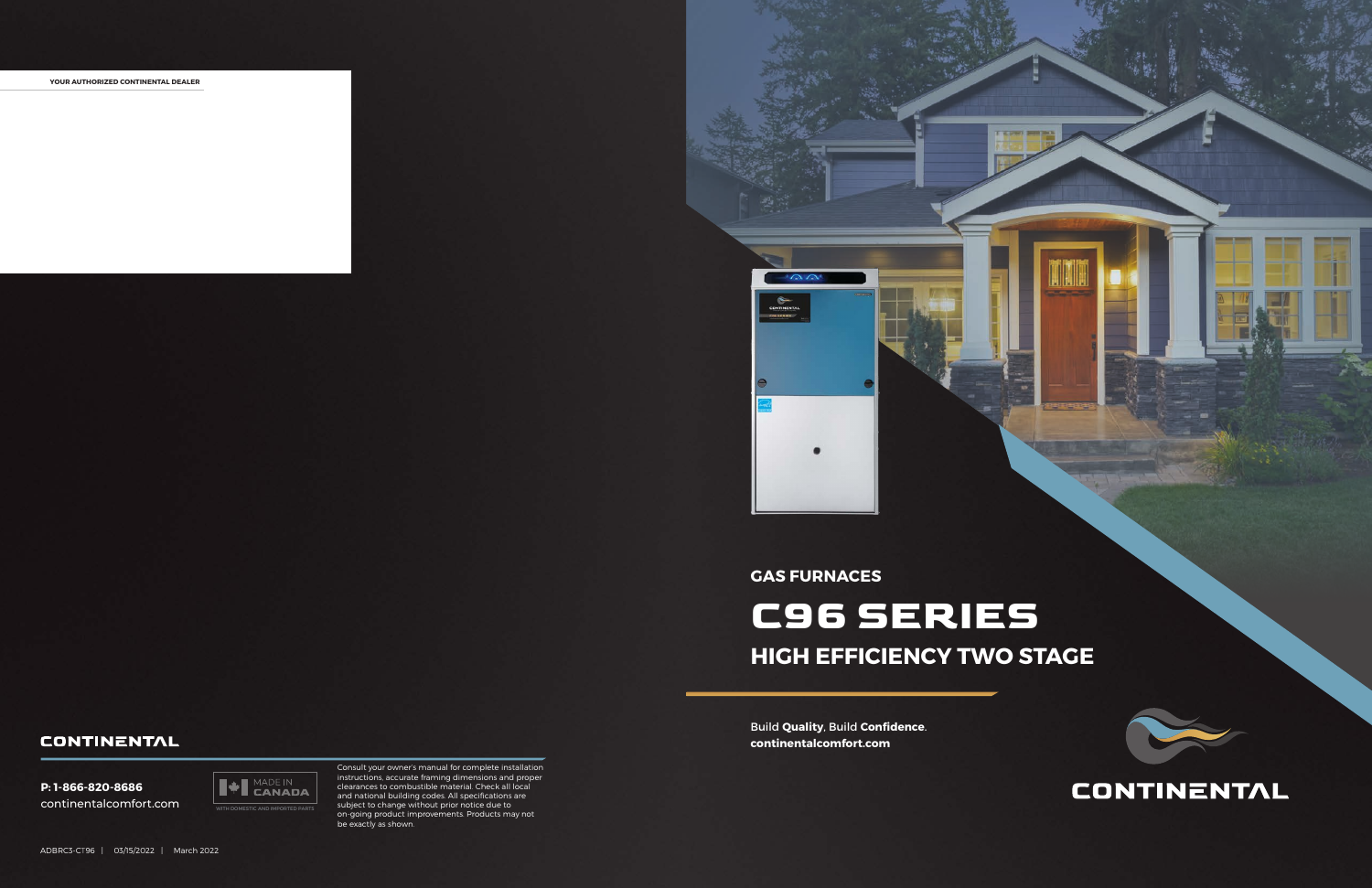**YOUR AUTHORIZED CONTINENTAL DEALER**

**CONTINENTAL**

**P: 1-866-820-8686**
continentalcomfort.com

MADE IN **CANADA**
WITH DOMESTIC AND IMPORTED PARTS

Consult your owner's manual for complete installation instructions, accurate framing dimensions and proper clearances to combustible material. Check all local and national building codes. All specifications are subject to change without prior notice due to on-going product improvements. Products may not be exactly as shown.

ADBRC3-CT96 | 03/15/2022 | March 2022

## GAS FURNACES

# C96 SERIES

## HIGH EFFICIENCY TWO STAGE

Build **Quality**, Build **Confidence**.
**continentalcomfort.com**

**CONTINENTAL**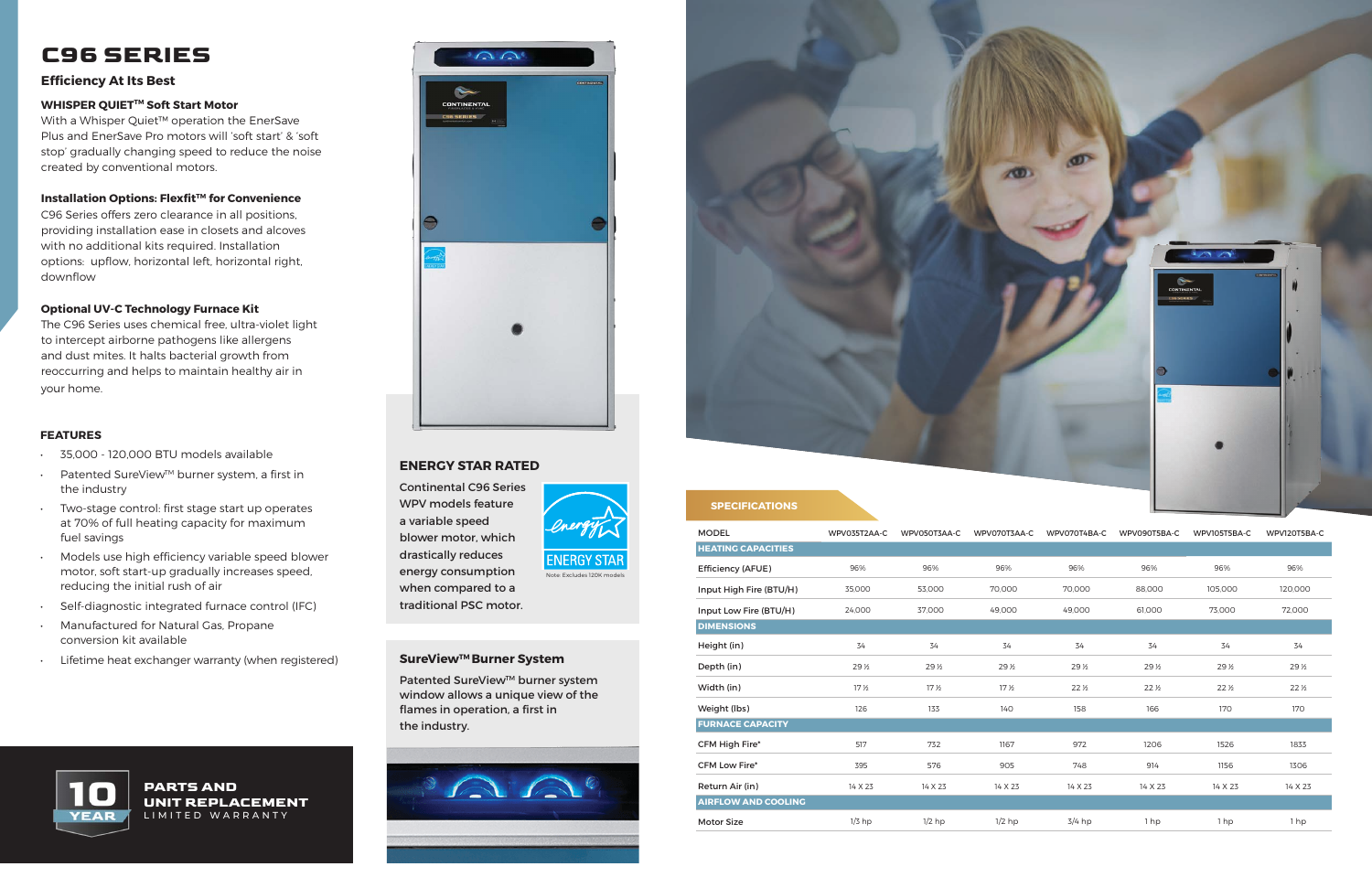# C96 SERIES

## Efficiency At Its Best

### WHISPER QUIET™ Soft Start Motor

With a Whisper Quiet™ operation the EnerSave Plus and EnerSave Pro motors will 'soft start' & 'soft stop' gradually changing speed to reduce the noise created by conventional motors.

### Installation Options: Flexfit™ for Convenience

C96 Series offers zero clearance in all positions, providing installation ease in closets and alcoves with no additional kits required. Installation options: upflow, horizontal left, horizontal right, downflow

### Optional UV-C Technology Furnace Kit

The C96 Series uses chemical free, ultra-violet light to intercept airborne pathogens like allergens and dust mites. It halts bacterial growth from reoccurring and helps to maintain healthy air in your home.

### FEATURES

- 35,000 - 120,000 BTU models available
- Patented SureView™ burner system, a first in the industry
- Two-stage control: first stage start up operates at 70% of full heating capacity for maximum fuel savings
- Models use high efficiency variable speed blower motor, soft start-up gradually increases speed, reducing the initial rush of air
- Self-diagnostic integrated furnace control (IFC)
- Manufactured for Natural Gas, Propane conversion kit available
- Lifetime heat exchanger warranty (when registered)

**10 YEAR** PARTS AND UNIT REPLACEMENT LIMITED WARRANTY

### ENERGY STAR RATED

Continental C96 Series WPV models feature a variable speed blower motor, which drastically reduces energy consumption when compared to a traditional PSC motor.

ENERGY STAR

Note: Excludes 120K models

### SureView™ Burner System

Patented SureView™ burner system window allows a unique view of the flames in operation, a first in the industry.

### SPECIFICATIONS

| MODEL | WPV035T2AA-C | WPV050T3AA-C | WPV070T3AA-C | WPV070T4BA-C | WPV090T5BA-C | WPV105T5BA-C | WPV120T5BA-C |
|---|---|---|---|---|---|---|---|
| **HEATING CAPACITIES** | | | | | | | |
| Efficiency (AFUE) | 96% | 96% | 96% | 96% | 96% | 96% | 96% |
| Input High Fire (BTU/H) | 35,000 | 53,000 | 70,000 | 70,000 | 88,000 | 105,000 | 120,000 |
| Input Low Fire (BTU/H) | 24,000 | 37,000 | 49,000 | 49,000 | 61,000 | 73,000 | 72,000 |
| **DIMENSIONS** | | | | | | | |
| Height (in) | 34 | 34 | 34 | 34 | 34 | 34 | 34 |
| Depth (in) | 29 ½ | 29 ½ | 29 ½ | 29 ½ | 29 ½ | 29 ½ | 29 ½ |
| Width (in) | 17 ½ | 17 ½ | 17 ½ | 22 ½ | 22 ½ | 22 ½ | 22 ½ |
| Weight (lbs) | 126 | 133 | 140 | 158 | 166 | 170 | 170 |
| **FURNACE CAPACITY** | | | | | | | |
| CFM High Fire* | 517 | 732 | 1167 | 972 | 1206 | 1526 | 1833 |
| CFM Low Fire* | 395 | 576 | 905 | 748 | 914 | 1156 | 1306 |
| Return Air (in) | 14 X 23 | 14 X 23 | 14 X 23 | 14 X 23 | 14 X 23 | 14 X 23 | 14 X 23 |
| **AIRFLOW AND COOLING** | | | | | | | |
| Motor Size | 1/3 hp | 1/2 hp | 1/2 hp | 3/4 hp | 1 hp | 1 hp | 1 hp |